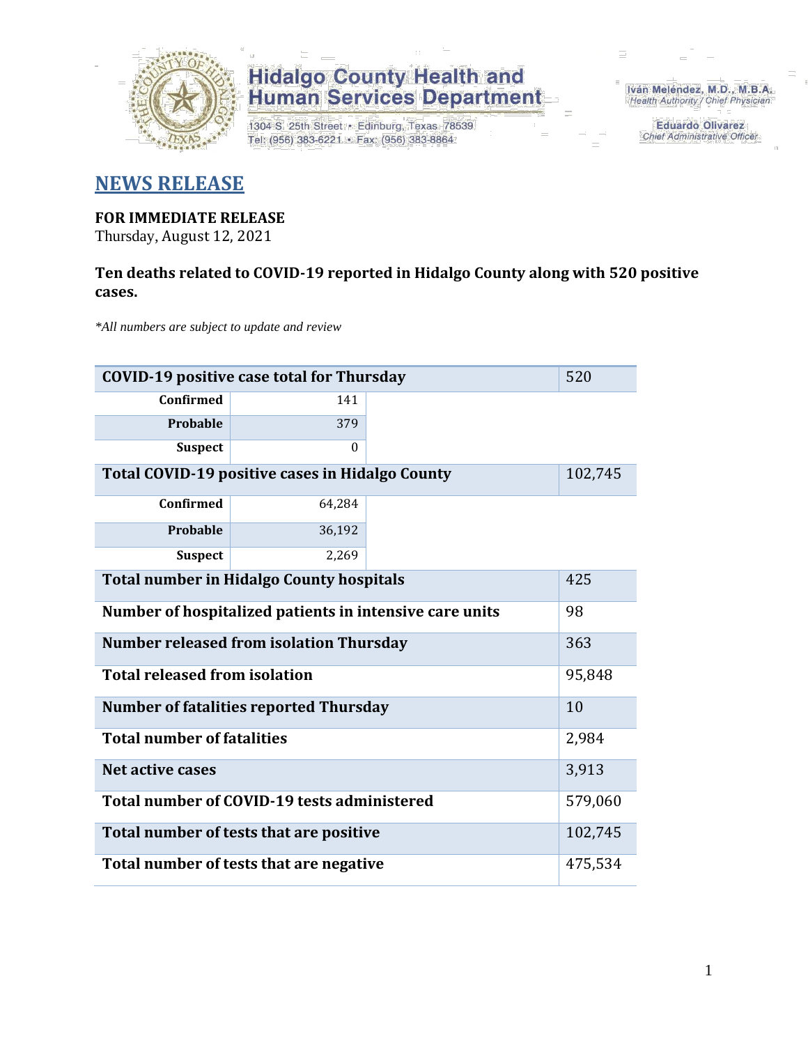Hidalgo County Health and Human Services Department

1304 S. 25th Street • Edinburg, Texas 78539
Tel: (956) 383-6221 • Fax: (956) 383-8864

Iván Meléndez, M.D., M.B.A.
Health Authority / Chief Physician

Eduardo Olivarez
Chief Administrative Officer

# NEWS RELEASE

**FOR IMMEDIATE RELEASE**
Thursday, August 12, 2021

**Ten deaths related to COVID-19 reported in Hidalgo County along with 520 positive cases.**

*\*All numbers are subject to update and review*

| | | | |
|---|---|---|---|
| **COVID-19 positive case total for Thursday** | | | 520 |
| **Confirmed** | 141 | | |
| **Probable** | 379 | | |
| **Suspect** | 0 | | |
| **Total COVID-19 positive cases in Hidalgo County** | | | 102,745 |
| **Confirmed** | 64,284 | | |
| **Probable** | 36,192 | | |
| **Suspect** | 2,269 | | |
| **Total number in Hidalgo County hospitals** | | | 425 |
| **Number of hospitalized patients in intensive care units** | | | 98 |
| **Number released from isolation Thursday** | | | 363 |
| **Total released from isolation** | | | 95,848 |
| **Number of fatalities reported Thursday** | | | 10 |
| **Total number of fatalities** | | | 2,984 |
| **Net active cases** | | | 3,913 |
| **Total number of COVID-19 tests administered** | | | 579,060 |
| **Total number of tests that are positive** | | | 102,745 |
| **Total number of tests that are negative** | | | 475,534 |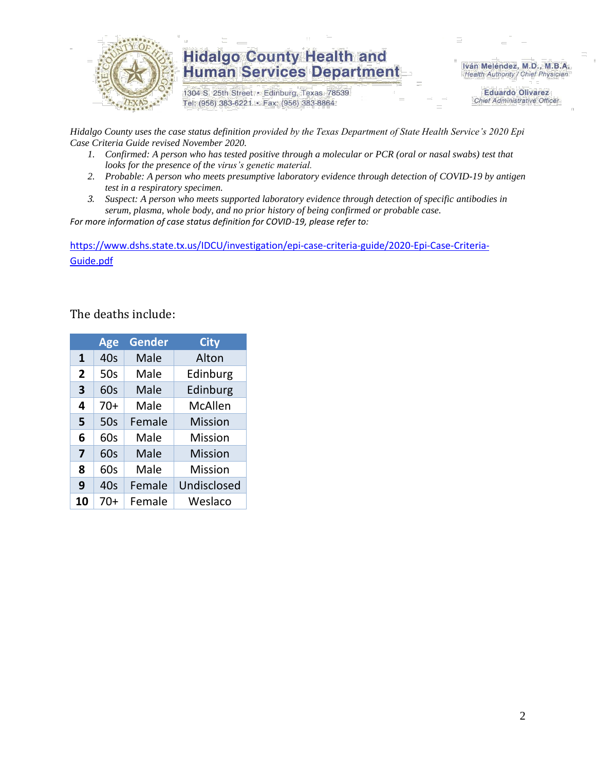*Hidalgo County uses the case status definition provided by the Texas Department of State Health Service's 2020 Epi Case Criteria Guide revised November 2020.*

1. *Confirmed: A person who has tested positive through a molecular or PCR (oral or nasal swabs) test that looks for the presence of the virus's genetic material.*
2. *Probable: A person who meets presumptive laboratory evidence through detection of COVID-19 by antigen test in a respiratory specimen.*
3. *Suspect: A person who meets supported laboratory evidence through detection of specific antibodies in serum, plasma, whole body, and no prior history of being confirmed or probable case.*

*For more information of case status definition for COVID-19, please refer to:*

https://www.dshs.state.tx.us/IDCU/investigation/epi-case-criteria-guide/2020-Epi-Case-Criteria-Guide.pdf

The deaths include:

| | Age | Gender | City |
|---|---|---|---|
| **1** | 40s | Male | Alton |
| **2** | 50s | Male | Edinburg |
| **3** | 60s | Male | Edinburg |
| **4** | 70+ | Male | McAllen |
| **5** | 50s | Female | Mission |
| **6** | 60s | Male | Mission |
| **7** | 60s | Male | Mission |
| **8** | 60s | Male | Mission |
| **9** | 40s | Female | Undisclosed |
| **10** | 70+ | Female | Weslaco |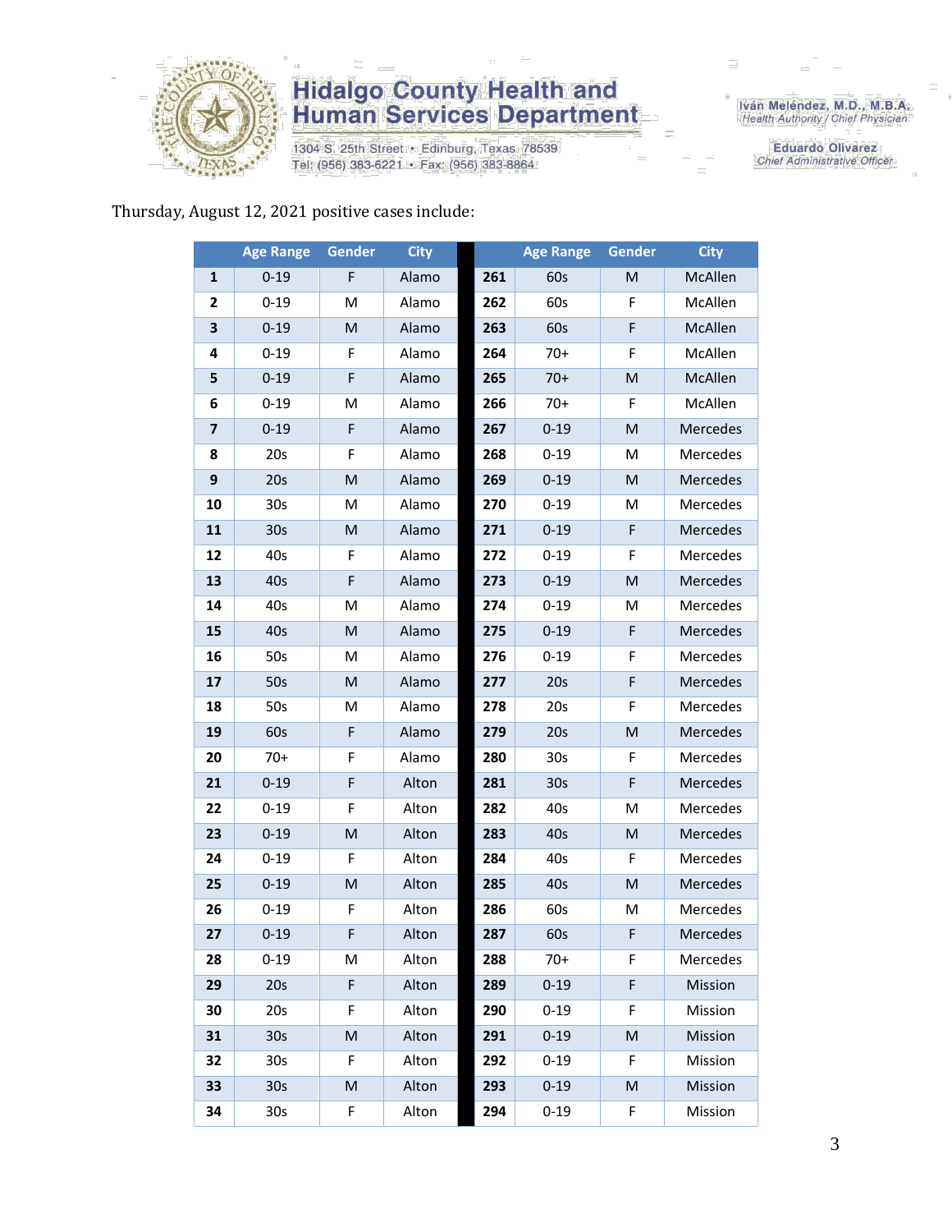Thursday, August 12, 2021 positive cases include:

| | Age Range | Gender | City | | Age Range | Gender | City |
|---|---|---|---|---|---|---|---|
| 1 | 0-19 | F | Alamo | 261 | 60s | M | McAllen |
| 2 | 0-19 | M | Alamo | 262 | 60s | F | McAllen |
| 3 | 0-19 | M | Alamo | 263 | 60s | F | McAllen |
| 4 | 0-19 | F | Alamo | 264 | 70+ | F | McAllen |
| 5 | 0-19 | F | Alamo | 265 | 70+ | M | McAllen |
| 6 | 0-19 | M | Alamo | 266 | 70+ | F | McAllen |
| 7 | 0-19 | F | Alamo | 267 | 0-19 | M | Mercedes |
| 8 | 20s | F | Alamo | 268 | 0-19 | M | Mercedes |
| 9 | 20s | M | Alamo | 269 | 0-19 | M | Mercedes |
| 10 | 30s | M | Alamo | 270 | 0-19 | M | Mercedes |
| 11 | 30s | M | Alamo | 271 | 0-19 | F | Mercedes |
| 12 | 40s | F | Alamo | 272 | 0-19 | F | Mercedes |
| 13 | 40s | F | Alamo | 273 | 0-19 | M | Mercedes |
| 14 | 40s | M | Alamo | 274 | 0-19 | M | Mercedes |
| 15 | 40s | M | Alamo | 275 | 0-19 | F | Mercedes |
| 16 | 50s | M | Alamo | 276 | 0-19 | F | Mercedes |
| 17 | 50s | M | Alamo | 277 | 20s | F | Mercedes |
| 18 | 50s | M | Alamo | 278 | 20s | F | Mercedes |
| 19 | 60s | F | Alamo | 279 | 20s | M | Mercedes |
| 20 | 70+ | F | Alamo | 280 | 30s | F | Mercedes |
| 21 | 0-19 | F | Alton | 281 | 30s | F | Mercedes |
| 22 | 0-19 | F | Alton | 282 | 40s | M | Mercedes |
| 23 | 0-19 | M | Alton | 283 | 40s | M | Mercedes |
| 24 | 0-19 | F | Alton | 284 | 40s | F | Mercedes |
| 25 | 0-19 | M | Alton | 285 | 40s | M | Mercedes |
| 26 | 0-19 | F | Alton | 286 | 60s | M | Mercedes |
| 27 | 0-19 | F | Alton | 287 | 60s | F | Mercedes |
| 28 | 0-19 | M | Alton | 288 | 70+ | F | Mercedes |
| 29 | 20s | F | Alton | 289 | 0-19 | F | Mission |
| 30 | 20s | F | Alton | 290 | 0-19 | F | Mission |
| 31 | 30s | M | Alton | 291 | 0-19 | M | Mission |
| 32 | 30s | F | Alton | 292 | 0-19 | F | Mission |
| 33 | 30s | M | Alton | 293 | 0-19 | M | Mission |
| 34 | 30s | F | Alton | 294 | 0-19 | F | Mission |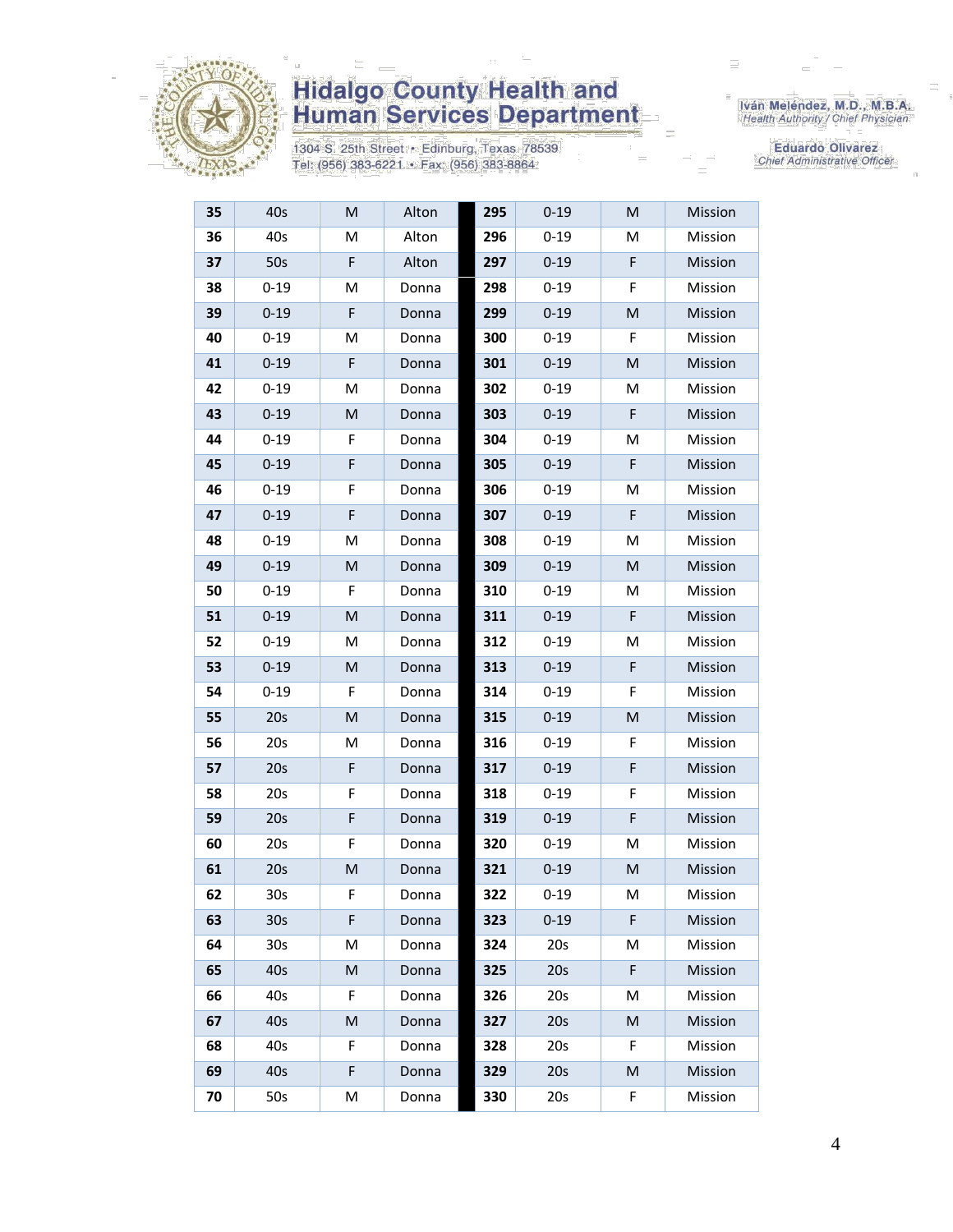| | | | | | | | |
|---|---|---|---|---|---|---|---|
| **35** | 40s | M | Alton | **295** | 0-19 | M | Mission |
| **36** | 40s | M | Alton | **296** | 0-19 | M | Mission |
| **37** | 50s | F | Alton | **297** | 0-19 | F | Mission |
| **38** | 0-19 | M | Donna | **298** | 0-19 | F | Mission |
| **39** | 0-19 | F | Donna | **299** | 0-19 | M | Mission |
| **40** | 0-19 | M | Donna | **300** | 0-19 | F | Mission |
| **41** | 0-19 | F | Donna | **301** | 0-19 | M | Mission |
| **42** | 0-19 | M | Donna | **302** | 0-19 | M | Mission |
| **43** | 0-19 | M | Donna | **303** | 0-19 | F | Mission |
| **44** | 0-19 | F | Donna | **304** | 0-19 | M | Mission |
| **45** | 0-19 | F | Donna | **305** | 0-19 | F | Mission |
| **46** | 0-19 | F | Donna | **306** | 0-19 | M | Mission |
| **47** | 0-19 | F | Donna | **307** | 0-19 | F | Mission |
| **48** | 0-19 | M | Donna | **308** | 0-19 | M | Mission |
| **49** | 0-19 | M | Donna | **309** | 0-19 | M | Mission |
| **50** | 0-19 | F | Donna | **310** | 0-19 | M | Mission |
| **51** | 0-19 | M | Donna | **311** | 0-19 | F | Mission |
| **52** | 0-19 | M | Donna | **312** | 0-19 | M | Mission |
| **53** | 0-19 | M | Donna | **313** | 0-19 | F | Mission |
| **54** | 0-19 | F | Donna | **314** | 0-19 | F | Mission |
| **55** | 20s | M | Donna | **315** | 0-19 | M | Mission |
| **56** | 20s | M | Donna | **316** | 0-19 | F | Mission |
| **57** | 20s | F | Donna | **317** | 0-19 | F | Mission |
| **58** | 20s | F | Donna | **318** | 0-19 | F | Mission |
| **59** | 20s | F | Donna | **319** | 0-19 | F | Mission |
| **60** | 20s | F | Donna | **320** | 0-19 | M | Mission |
| **61** | 20s | M | Donna | **321** | 0-19 | M | Mission |
| **62** | 30s | F | Donna | **322** | 0-19 | M | Mission |
| **63** | 30s | F | Donna | **323** | 0-19 | F | Mission |
| **64** | 30s | M | Donna | **324** | 20s | M | Mission |
| **65** | 40s | M | Donna | **325** | 20s | F | Mission |
| **66** | 40s | F | Donna | **326** | 20s | M | Mission |
| **67** | 40s | M | Donna | **327** | 20s | M | Mission |
| **68** | 40s | F | Donna | **328** | 20s | F | Mission |
| **69** | 40s | F | Donna | **329** | 20s | M | Mission |
| **70** | 50s | M | Donna | **330** | 20s | F | Mission |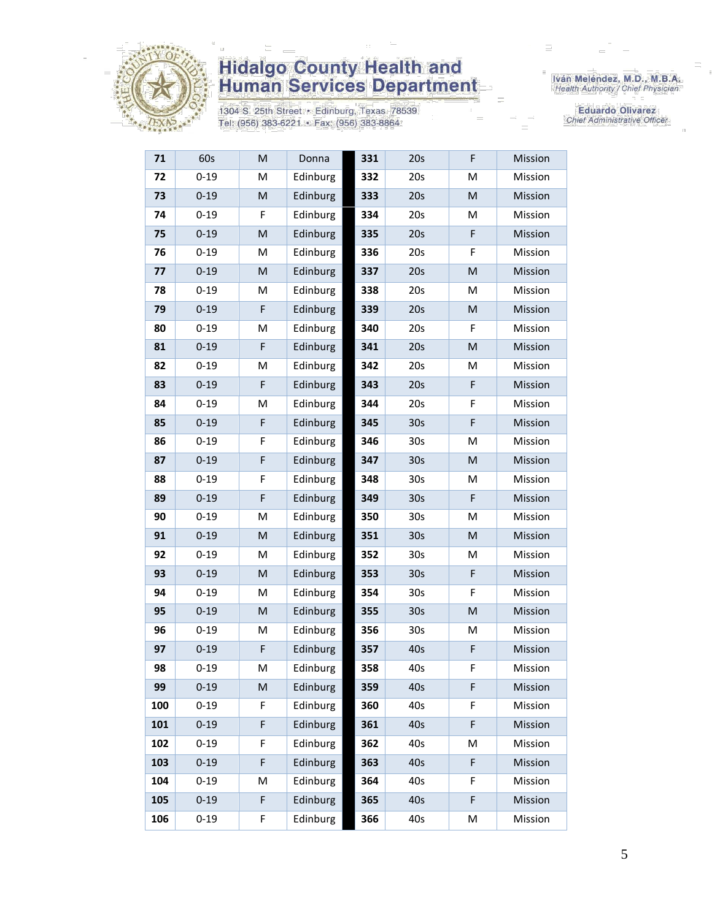| | | | | | | | |
|---|---|---|---|---|---|---|---|
| **71** | 60s | M | Donna | **331** | 20s | F | Mission |
| **72** | 0-19 | M | Edinburg | **332** | 20s | M | Mission |
| **73** | 0-19 | M | Edinburg | **333** | 20s | M | Mission |
| **74** | 0-19 | F | Edinburg | **334** | 20s | M | Mission |
| **75** | 0-19 | M | Edinburg | **335** | 20s | F | Mission |
| **76** | 0-19 | M | Edinburg | **336** | 20s | F | Mission |
| **77** | 0-19 | M | Edinburg | **337** | 20s | M | Mission |
| **78** | 0-19 | M | Edinburg | **338** | 20s | M | Mission |
| **79** | 0-19 | F | Edinburg | **339** | 20s | M | Mission |
| **80** | 0-19 | M | Edinburg | **340** | 20s | F | Mission |
| **81** | 0-19 | F | Edinburg | **341** | 20s | M | Mission |
| **82** | 0-19 | M | Edinburg | **342** | 20s | M | Mission |
| **83** | 0-19 | F | Edinburg | **343** | 20s | F | Mission |
| **84** | 0-19 | M | Edinburg | **344** | 20s | F | Mission |
| **85** | 0-19 | F | Edinburg | **345** | 30s | F | Mission |
| **86** | 0-19 | F | Edinburg | **346** | 30s | M | Mission |
| **87** | 0-19 | F | Edinburg | **347** | 30s | M | Mission |
| **88** | 0-19 | F | Edinburg | **348** | 30s | M | Mission |
| **89** | 0-19 | F | Edinburg | **349** | 30s | F | Mission |
| **90** | 0-19 | M | Edinburg | **350** | 30s | M | Mission |
| **91** | 0-19 | M | Edinburg | **351** | 30s | M | Mission |
| **92** | 0-19 | M | Edinburg | **352** | 30s | M | Mission |
| **93** | 0-19 | M | Edinburg | **353** | 30s | F | Mission |
| **94** | 0-19 | M | Edinburg | **354** | 30s | F | Mission |
| **95** | 0-19 | M | Edinburg | **355** | 30s | M | Mission |
| **96** | 0-19 | M | Edinburg | **356** | 30s | M | Mission |
| **97** | 0-19 | F | Edinburg | **357** | 40s | F | Mission |
| **98** | 0-19 | M | Edinburg | **358** | 40s | F | Mission |
| **99** | 0-19 | M | Edinburg | **359** | 40s | F | Mission |
| **100** | 0-19 | F | Edinburg | **360** | 40s | F | Mission |
| **101** | 0-19 | F | Edinburg | **361** | 40s | F | Mission |
| **102** | 0-19 | F | Edinburg | **362** | 40s | M | Mission |
| **103** | 0-19 | F | Edinburg | **363** | 40s | F | Mission |
| **104** | 0-19 | M | Edinburg | **364** | 40s | F | Mission |
| **105** | 0-19 | F | Edinburg | **365** | 40s | F | Mission |
| **106** | 0-19 | F | Edinburg | **366** | 40s | M | Mission |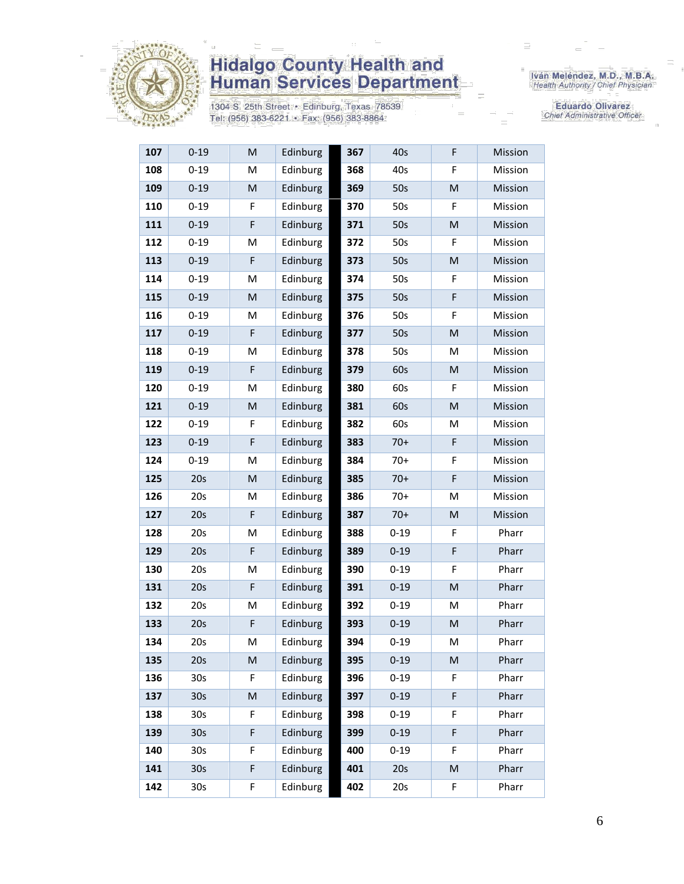| | | | | | | | |
|---|---|---|---|---|---|---|---|
| **107** | 0-19 | M | Edinburg | **367** | 40s | F | Mission |
| **108** | 0-19 | M | Edinburg | **368** | 40s | F | Mission |
| **109** | 0-19 | M | Edinburg | **369** | 50s | M | Mission |
| **110** | 0-19 | F | Edinburg | **370** | 50s | F | Mission |
| **111** | 0-19 | F | Edinburg | **371** | 50s | M | Mission |
| **112** | 0-19 | M | Edinburg | **372** | 50s | F | Mission |
| **113** | 0-19 | F | Edinburg | **373** | 50s | M | Mission |
| **114** | 0-19 | M | Edinburg | **374** | 50s | F | Mission |
| **115** | 0-19 | M | Edinburg | **375** | 50s | F | Mission |
| **116** | 0-19 | M | Edinburg | **376** | 50s | F | Mission |
| **117** | 0-19 | F | Edinburg | **377** | 50s | M | Mission |
| **118** | 0-19 | M | Edinburg | **378** | 50s | M | Mission |
| **119** | 0-19 | F | Edinburg | **379** | 60s | M | Mission |
| **120** | 0-19 | M | Edinburg | **380** | 60s | F | Mission |
| **121** | 0-19 | M | Edinburg | **381** | 60s | M | Mission |
| **122** | 0-19 | F | Edinburg | **382** | 60s | M | Mission |
| **123** | 0-19 | F | Edinburg | **383** | 70+ | F | Mission |
| **124** | 0-19 | M | Edinburg | **384** | 70+ | F | Mission |
| **125** | 20s | M | Edinburg | **385** | 70+ | F | Mission |
| **126** | 20s | M | Edinburg | **386** | 70+ | M | Mission |
| **127** | 20s | F | Edinburg | **387** | 70+ | M | Mission |
| **128** | 20s | M | Edinburg | **388** | 0-19 | F | Pharr |
| **129** | 20s | F | Edinburg | **389** | 0-19 | F | Pharr |
| **130** | 20s | M | Edinburg | **390** | 0-19 | F | Pharr |
| **131** | 20s | F | Edinburg | **391** | 0-19 | M | Pharr |
| **132** | 20s | M | Edinburg | **392** | 0-19 | M | Pharr |
| **133** | 20s | F | Edinburg | **393** | 0-19 | M | Pharr |
| **134** | 20s | M | Edinburg | **394** | 0-19 | M | Pharr |
| **135** | 20s | M | Edinburg | **395** | 0-19 | M | Pharr |
| **136** | 30s | F | Edinburg | **396** | 0-19 | F | Pharr |
| **137** | 30s | M | Edinburg | **397** | 0-19 | F | Pharr |
| **138** | 30s | F | Edinburg | **398** | 0-19 | F | Pharr |
| **139** | 30s | F | Edinburg | **399** | 0-19 | F | Pharr |
| **140** | 30s | F | Edinburg | **400** | 0-19 | F | Pharr |
| **141** | 30s | F | Edinburg | **401** | 20s | M | Pharr |
| **142** | 30s | F | Edinburg | **402** | 20s | F | Pharr |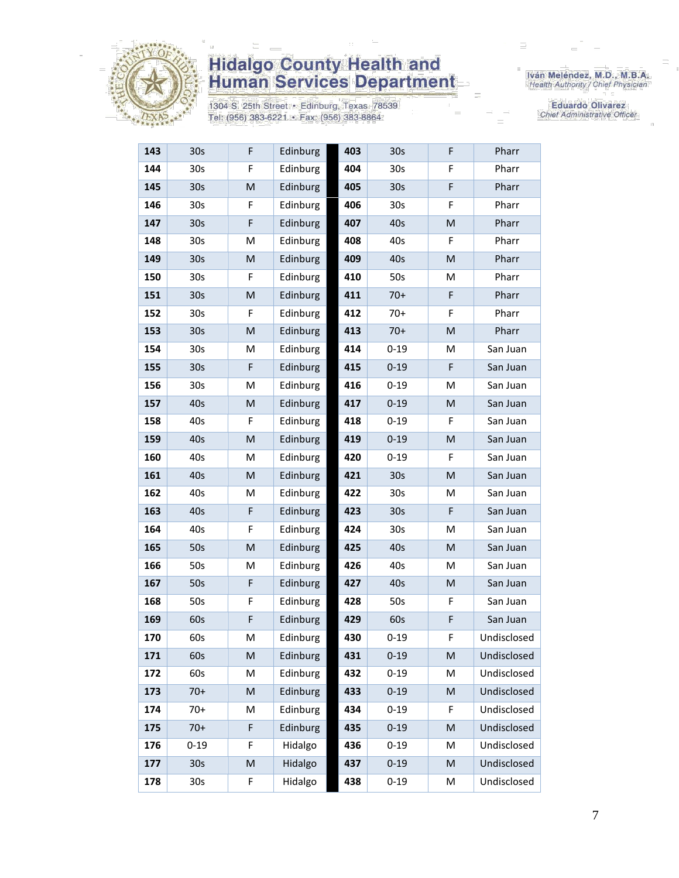# Hidalgo County Health and Human Services Department

1304 S. 25th Street • Edinburg, Texas 78539
Tel: (956) 383-6221 • Fax: (956) 383-8864

Iván Meléndez, M.D., M.B.A.
*Health Authority / Chief Physician*

Eduardo Olivarez
*Chief Administrative Officer*

| | | | | | | | |
|---|---|---|---|---|---|---|---|
| **143** | 30s | F | Edinburg | **403** | 30s | F | Pharr |
| **144** | 30s | F | Edinburg | **404** | 30s | F | Pharr |
| **145** | 30s | M | Edinburg | **405** | 30s | F | Pharr |
| **146** | 30s | F | Edinburg | **406** | 30s | F | Pharr |
| **147** | 30s | F | Edinburg | **407** | 40s | M | Pharr |
| **148** | 30s | M | Edinburg | **408** | 40s | F | Pharr |
| **149** | 30s | M | Edinburg | **409** | 40s | M | Pharr |
| **150** | 30s | F | Edinburg | **410** | 50s | M | Pharr |
| **151** | 30s | M | Edinburg | **411** | 70+ | F | Pharr |
| **152** | 30s | F | Edinburg | **412** | 70+ | F | Pharr |
| **153** | 30s | M | Edinburg | **413** | 70+ | M | Pharr |
| **154** | 30s | M | Edinburg | **414** | 0-19 | M | San Juan |
| **155** | 30s | F | Edinburg | **415** | 0-19 | F | San Juan |
| **156** | 30s | M | Edinburg | **416** | 0-19 | M | San Juan |
| **157** | 40s | M | Edinburg | **417** | 0-19 | M | San Juan |
| **158** | 40s | F | Edinburg | **418** | 0-19 | F | San Juan |
| **159** | 40s | M | Edinburg | **419** | 0-19 | M | San Juan |
| **160** | 40s | M | Edinburg | **420** | 0-19 | F | San Juan |
| **161** | 40s | M | Edinburg | **421** | 30s | M | San Juan |
| **162** | 40s | M | Edinburg | **422** | 30s | M | San Juan |
| **163** | 40s | F | Edinburg | **423** | 30s | F | San Juan |
| **164** | 40s | F | Edinburg | **424** | 30s | M | San Juan |
| **165** | 50s | M | Edinburg | **425** | 40s | M | San Juan |
| **166** | 50s | M | Edinburg | **426** | 40s | M | San Juan |
| **167** | 50s | F | Edinburg | **427** | 40s | M | San Juan |
| **168** | 50s | F | Edinburg | **428** | 50s | F | San Juan |
| **169** | 60s | F | Edinburg | **429** | 60s | F | San Juan |
| **170** | 60s | M | Edinburg | **430** | 0-19 | F | Undisclosed |
| **171** | 60s | M | Edinburg | **431** | 0-19 | M | Undisclosed |
| **172** | 60s | M | Edinburg | **432** | 0-19 | M | Undisclosed |
| **173** | 70+ | M | Edinburg | **433** | 0-19 | M | Undisclosed |
| **174** | 70+ | M | Edinburg | **434** | 0-19 | F | Undisclosed |
| **175** | 70+ | F | Edinburg | **435** | 0-19 | M | Undisclosed |
| **176** | 0-19 | F | Hidalgo | **436** | 0-19 | M | Undisclosed |
| **177** | 30s | M | Hidalgo | **437** | 0-19 | M | Undisclosed |
| **178** | 30s | F | Hidalgo | **438** | 0-19 | M | Undisclosed |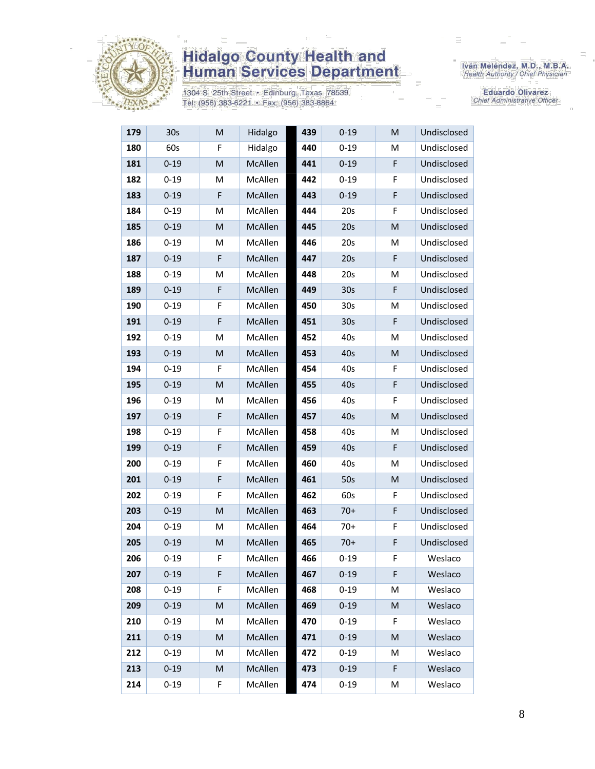| | | | | | | | |
|---|---|---|---|---|---|---|---|
| **179** | 30s | M | Hidalgo | **439** | 0-19 | M | Undisclosed |
| **180** | 60s | F | Hidalgo | **440** | 0-19 | M | Undisclosed |
| **181** | 0-19 | M | McAllen | **441** | 0-19 | F | Undisclosed |
| **182** | 0-19 | M | McAllen | **442** | 0-19 | F | Undisclosed |
| **183** | 0-19 | F | McAllen | **443** | 0-19 | F | Undisclosed |
| **184** | 0-19 | M | McAllen | **444** | 20s | F | Undisclosed |
| **185** | 0-19 | M | McAllen | **445** | 20s | M | Undisclosed |
| **186** | 0-19 | M | McAllen | **446** | 20s | M | Undisclosed |
| **187** | 0-19 | F | McAllen | **447** | 20s | F | Undisclosed |
| **188** | 0-19 | M | McAllen | **448** | 20s | M | Undisclosed |
| **189** | 0-19 | F | McAllen | **449** | 30s | F | Undisclosed |
| **190** | 0-19 | F | McAllen | **450** | 30s | M | Undisclosed |
| **191** | 0-19 | F | McAllen | **451** | 30s | F | Undisclosed |
| **192** | 0-19 | M | McAllen | **452** | 40s | M | Undisclosed |
| **193** | 0-19 | M | McAllen | **453** | 40s | M | Undisclosed |
| **194** | 0-19 | F | McAllen | **454** | 40s | F | Undisclosed |
| **195** | 0-19 | M | McAllen | **455** | 40s | F | Undisclosed |
| **196** | 0-19 | M | McAllen | **456** | 40s | F | Undisclosed |
| **197** | 0-19 | F | McAllen | **457** | 40s | M | Undisclosed |
| **198** | 0-19 | F | McAllen | **458** | 40s | M | Undisclosed |
| **199** | 0-19 | F | McAllen | **459** | 40s | F | Undisclosed |
| **200** | 0-19 | F | McAllen | **460** | 40s | M | Undisclosed |
| **201** | 0-19 | F | McAllen | **461** | 50s | M | Undisclosed |
| **202** | 0-19 | F | McAllen | **462** | 60s | F | Undisclosed |
| **203** | 0-19 | M | McAllen | **463** | 70+ | F | Undisclosed |
| **204** | 0-19 | M | McAllen | **464** | 70+ | F | Undisclosed |
| **205** | 0-19 | M | McAllen | **465** | 70+ | F | Undisclosed |
| **206** | 0-19 | F | McAllen | **466** | 0-19 | F | Weslaco |
| **207** | 0-19 | F | McAllen | **467** | 0-19 | F | Weslaco |
| **208** | 0-19 | F | McAllen | **468** | 0-19 | M | Weslaco |
| **209** | 0-19 | M | McAllen | **469** | 0-19 | M | Weslaco |
| **210** | 0-19 | M | McAllen | **470** | 0-19 | F | Weslaco |
| **211** | 0-19 | M | McAllen | **471** | 0-19 | M | Weslaco |
| **212** | 0-19 | M | McAllen | **472** | 0-19 | M | Weslaco |
| **213** | 0-19 | M | McAllen | **473** | 0-19 | F | Weslaco |
| **214** | 0-19 | F | McAllen | **474** | 0-19 | M | Weslaco |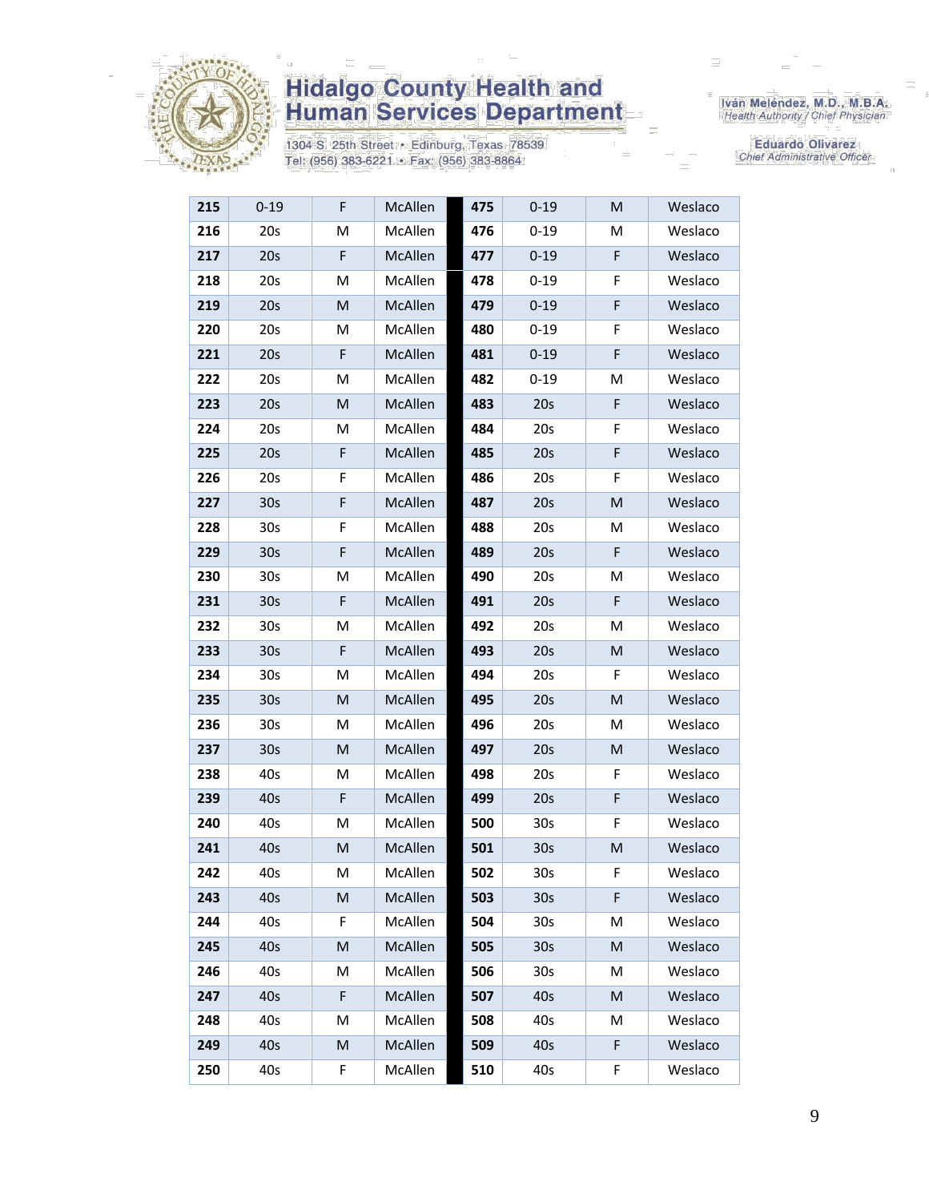| | | | | | | | |
|---|---|---|---|---|---|---|---|
| **215** | 0-19 | F | McAllen | **475** | 0-19 | M | Weslaco |
| **216** | 20s | M | McAllen | **476** | 0-19 | M | Weslaco |
| **217** | 20s | F | McAllen | **477** | 0-19 | F | Weslaco |
| **218** | 20s | M | McAllen | **478** | 0-19 | F | Weslaco |
| **219** | 20s | M | McAllen | **479** | 0-19 | F | Weslaco |
| **220** | 20s | M | McAllen | **480** | 0-19 | F | Weslaco |
| **221** | 20s | F | McAllen | **481** | 0-19 | F | Weslaco |
| **222** | 20s | M | McAllen | **482** | 0-19 | M | Weslaco |
| **223** | 20s | M | McAllen | **483** | 20s | F | Weslaco |
| **224** | 20s | M | McAllen | **484** | 20s | F | Weslaco |
| **225** | 20s | F | McAllen | **485** | 20s | F | Weslaco |
| **226** | 20s | F | McAllen | **486** | 20s | F | Weslaco |
| **227** | 30s | F | McAllen | **487** | 20s | M | Weslaco |
| **228** | 30s | F | McAllen | **488** | 20s | M | Weslaco |
| **229** | 30s | F | McAllen | **489** | 20s | F | Weslaco |
| **230** | 30s | M | McAllen | **490** | 20s | M | Weslaco |
| **231** | 30s | F | McAllen | **491** | 20s | F | Weslaco |
| **232** | 30s | M | McAllen | **492** | 20s | M | Weslaco |
| **233** | 30s | F | McAllen | **493** | 20s | M | Weslaco |
| **234** | 30s | M | McAllen | **494** | 20s | F | Weslaco |
| **235** | 30s | M | McAllen | **495** | 20s | M | Weslaco |
| **236** | 30s | M | McAllen | **496** | 20s | M | Weslaco |
| **237** | 30s | M | McAllen | **497** | 20s | M | Weslaco |
| **238** | 40s | M | McAllen | **498** | 20s | F | Weslaco |
| **239** | 40s | F | McAllen | **499** | 20s | F | Weslaco |
| **240** | 40s | M | McAllen | **500** | 30s | F | Weslaco |
| **241** | 40s | M | McAllen | **501** | 30s | M | Weslaco |
| **242** | 40s | M | McAllen | **502** | 30s | F | Weslaco |
| **243** | 40s | M | McAllen | **503** | 30s | F | Weslaco |
| **244** | 40s | F | McAllen | **504** | 30s | M | Weslaco |
| **245** | 40s | M | McAllen | **505** | 30s | M | Weslaco |
| **246** | 40s | M | McAllen | **506** | 30s | M | Weslaco |
| **247** | 40s | F | McAllen | **507** | 40s | M | Weslaco |
| **248** | 40s | M | McAllen | **508** | 40s | M | Weslaco |
| **249** | 40s | M | McAllen | **509** | 40s | F | Weslaco |
| **250** | 40s | F | McAllen | **510** | 40s | F | Weslaco |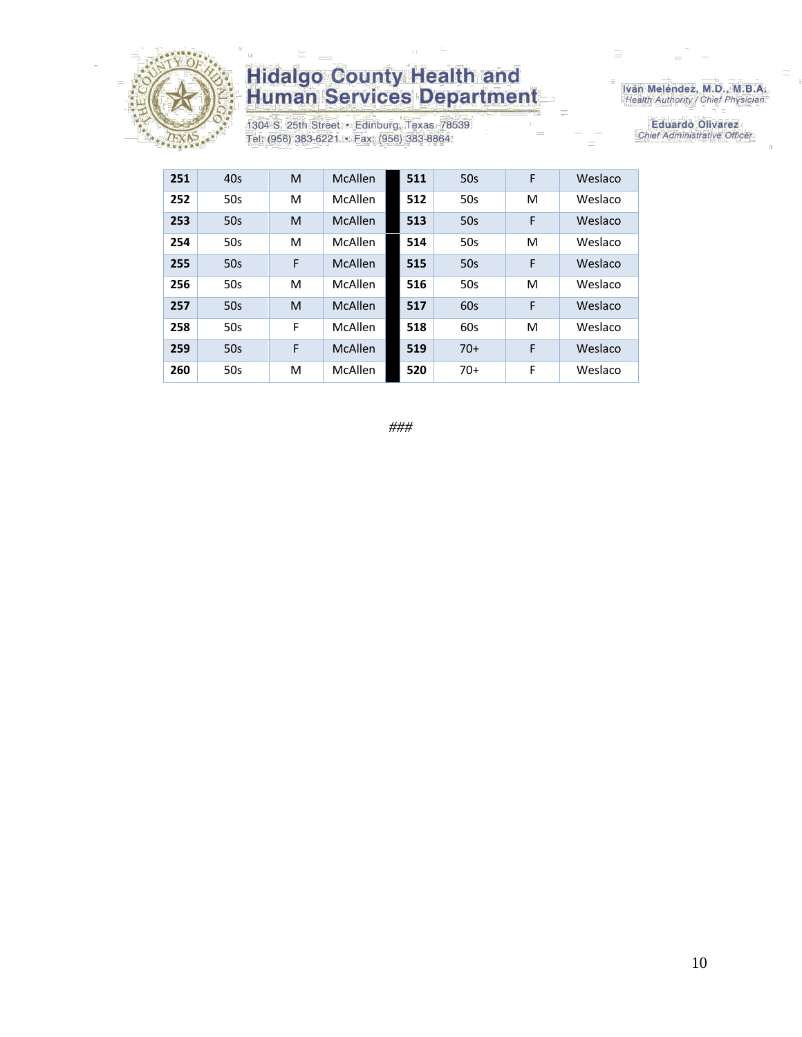| | | | | | | | |
|---|---|---|---|---|---|---|---|
| **251** | 40s | M | McAllen | **511** | 50s | F | Weslaco |
| **252** | 50s | M | McAllen | **512** | 50s | M | Weslaco |
| **253** | 50s | M | McAllen | **513** | 50s | F | Weslaco |
| **254** | 50s | M | McAllen | **514** | 50s | M | Weslaco |
| **255** | 50s | F | McAllen | **515** | 50s | F | Weslaco |
| **256** | 50s | M | McAllen | **516** | 50s | M | Weslaco |
| **257** | 50s | M | McAllen | **517** | 60s | F | Weslaco |
| **258** | 50s | F | McAllen | **518** | 60s | M | Weslaco |
| **259** | 50s | F | McAllen | **519** | 70+ | F | Weslaco |
| **260** | 50s | M | McAllen | **520** | 70+ | F | Weslaco |

###